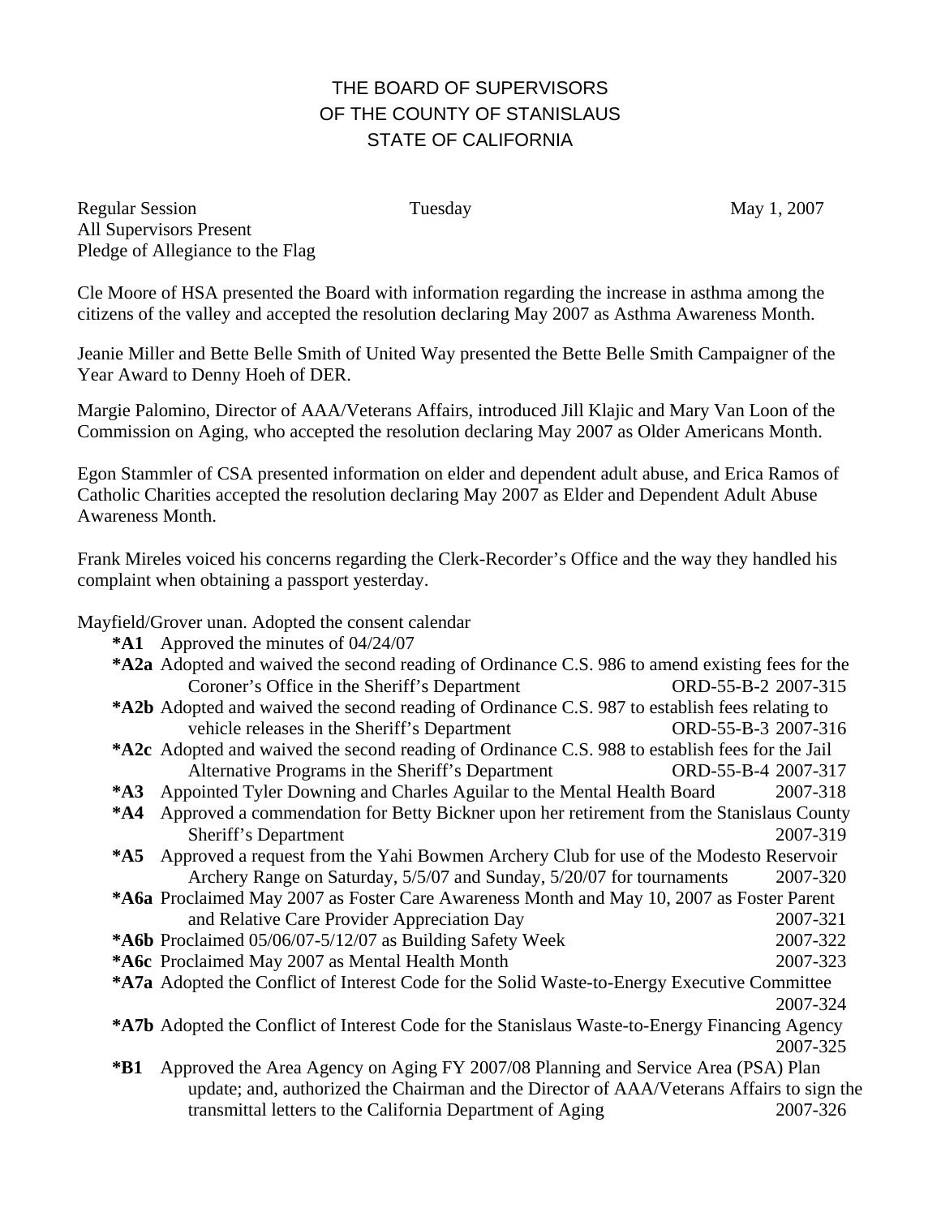# THE BOARD OF SUPERVISORS
# OF THE COUNTY OF STANISLAUS
# STATE OF CALIFORNIA

Regular Session Tuesday May 1, 2007
All Supervisors Present
Pledge of Allegiance to the Flag

Cle Moore of HSA presented the Board with information regarding the increase in asthma among the citizens of the valley and accepted the resolution declaring May 2007 as Asthma Awareness Month.

Jeanie Miller and Bette Belle Smith of United Way presented the Bette Belle Smith Campaigner of the Year Award to Denny Hoeh of DER.

Margie Palomino, Director of AAA/Veterans Affairs, introduced Jill Klajic and Mary Van Loon of the Commission on Aging, who accepted the resolution declaring May 2007 as Older Americans Month.

Egon Stammler of CSA presented information on elder and dependent adult abuse, and Erica Ramos of Catholic Charities accepted the resolution declaring May 2007 as Elder and Dependent Adult Abuse Awareness Month.

Frank Mireles voiced his concerns regarding the Clerk-Recorder's Office and the way they handled his complaint when obtaining a passport yesterday.

Mayfield/Grover unan. Adopted the consent calendar

- **\*A1** Approved the minutes of 04/24/07
- **\*A2a** Adopted and waived the second reading of Ordinance C.S. 986 to amend existing fees for the Coroner's Office in the Sheriff's Department ORD-55-B-2 2007-315
- **\*A2b** Adopted and waived the second reading of Ordinance C.S. 987 to establish fees relating to vehicle releases in the Sheriff's Department ORD-55-B-3 2007-316
- **\*A2c** Adopted and waived the second reading of Ordinance C.S. 988 to establish fees for the Jail Alternative Programs in the Sheriff's Department ORD-55-B-4 2007-317
- **\*A3** Appointed Tyler Downing and Charles Aguilar to the Mental Health Board 2007-318
- **\*A4** Approved a commendation for Betty Bickner upon her retirement from the Stanislaus County Sheriff's Department 2007-319
- **\*A5** Approved a request from the Yahi Bowmen Archery Club for use of the Modesto Reservoir Archery Range on Saturday, 5/5/07 and Sunday, 5/20/07 for tournaments 2007-320
- **\*A6a** Proclaimed May 2007 as Foster Care Awareness Month and May 10, 2007 as Foster Parent and Relative Care Provider Appreciation Day 2007-321
- **\*A6b** Proclaimed 05/06/07-5/12/07 as Building Safety Week 2007-322
- **\*A6c** Proclaimed May 2007 as Mental Health Month 2007-323
- **\*A7a** Adopted the Conflict of Interest Code for the Solid Waste-to-Energy Executive Committee 2007-324
- **\*A7b** Adopted the Conflict of Interest Code for the Stanislaus Waste-to-Energy Financing Agency 2007-325
- **\*B1** Approved the Area Agency on Aging FY 2007/08 Planning and Service Area (PSA) Plan update; and, authorized the Chairman and the Director of AAA/Veterans Affairs to sign the transmittal letters to the California Department of Aging 2007-326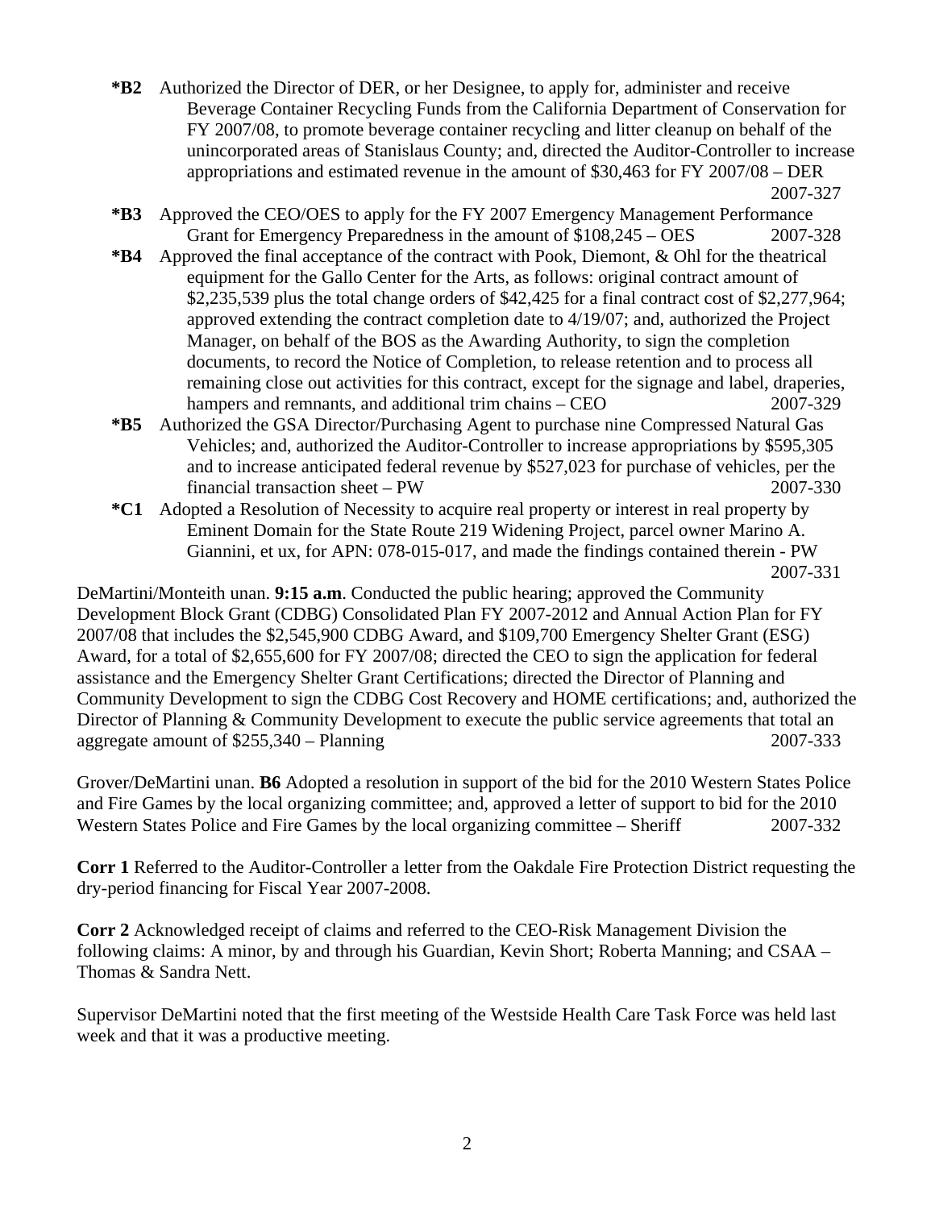**\*B2** Authorized the Director of DER, or her Designee, to apply for, administer and receive Beverage Container Recycling Funds from the California Department of Conservation for FY 2007/08, to promote beverage container recycling and litter cleanup on behalf of the unincorporated areas of Stanislaus County; and, directed the Auditor-Controller to increase appropriations and estimated revenue in the amount of $30,463 for FY 2007/08 – DER 2007-327

**\*B3** Approved the CEO/OES to apply for the FY 2007 Emergency Management Performance Grant for Emergency Preparedness in the amount of $108,245 – OES 2007-328

**\*B4** Approved the final acceptance of the contract with Pook, Diemont, & Ohl for the theatrical equipment for the Gallo Center for the Arts, as follows: original contract amount of $2,235,539 plus the total change orders of $42,425 for a final contract cost of $2,277,964; approved extending the contract completion date to 4/19/07; and, authorized the Project Manager, on behalf of the BOS as the Awarding Authority, to sign the completion documents, to record the Notice of Completion, to release retention and to process all remaining close out activities for this contract, except for the signage and label, draperies, hampers and remnants, and additional trim chains – CEO 2007-329

**\*B5** Authorized the GSA Director/Purchasing Agent to purchase nine Compressed Natural Gas Vehicles; and, authorized the Auditor-Controller to increase appropriations by $595,305 and to increase anticipated federal revenue by $527,023 for purchase of vehicles, per the financial transaction sheet – PW 2007-330

**\*C1** Adopted a Resolution of Necessity to acquire real property or interest in real property by Eminent Domain for the State Route 219 Widening Project, parcel owner Marino A. Giannini, et ux, for APN: 078-015-017, and made the findings contained therein - PW 2007-331

DeMartini/Monteith unan. **9:15 a.m**. Conducted the public hearing; approved the Community Development Block Grant (CDBG) Consolidated Plan FY 2007-2012 and Annual Action Plan for FY 2007/08 that includes the $2,545,900 CDBG Award, and $109,700 Emergency Shelter Grant (ESG) Award, for a total of $2,655,600 for FY 2007/08; directed the CEO to sign the application for federal assistance and the Emergency Shelter Grant Certifications; directed the Director of Planning and Community Development to sign the CDBG Cost Recovery and HOME certifications; and, authorized the Director of Planning & Community Development to execute the public service agreements that total an aggregate amount of $255,340 – Planning 2007-333

Grover/DeMartini unan. **B6** Adopted a resolution in support of the bid for the 2010 Western States Police and Fire Games by the local organizing committee; and, approved a letter of support to bid for the 2010 Western States Police and Fire Games by the local organizing committee – Sheriff 2007-332

**Corr 1** Referred to the Auditor-Controller a letter from the Oakdale Fire Protection District requesting the dry-period financing for Fiscal Year 2007-2008.

**Corr 2** Acknowledged receipt of claims and referred to the CEO-Risk Management Division the following claims: A minor, by and through his Guardian, Kevin Short; Roberta Manning; and CSAA – Thomas & Sandra Nett.

Supervisor DeMartini noted that the first meeting of the Westside Health Care Task Force was held last week and that it was a productive meeting.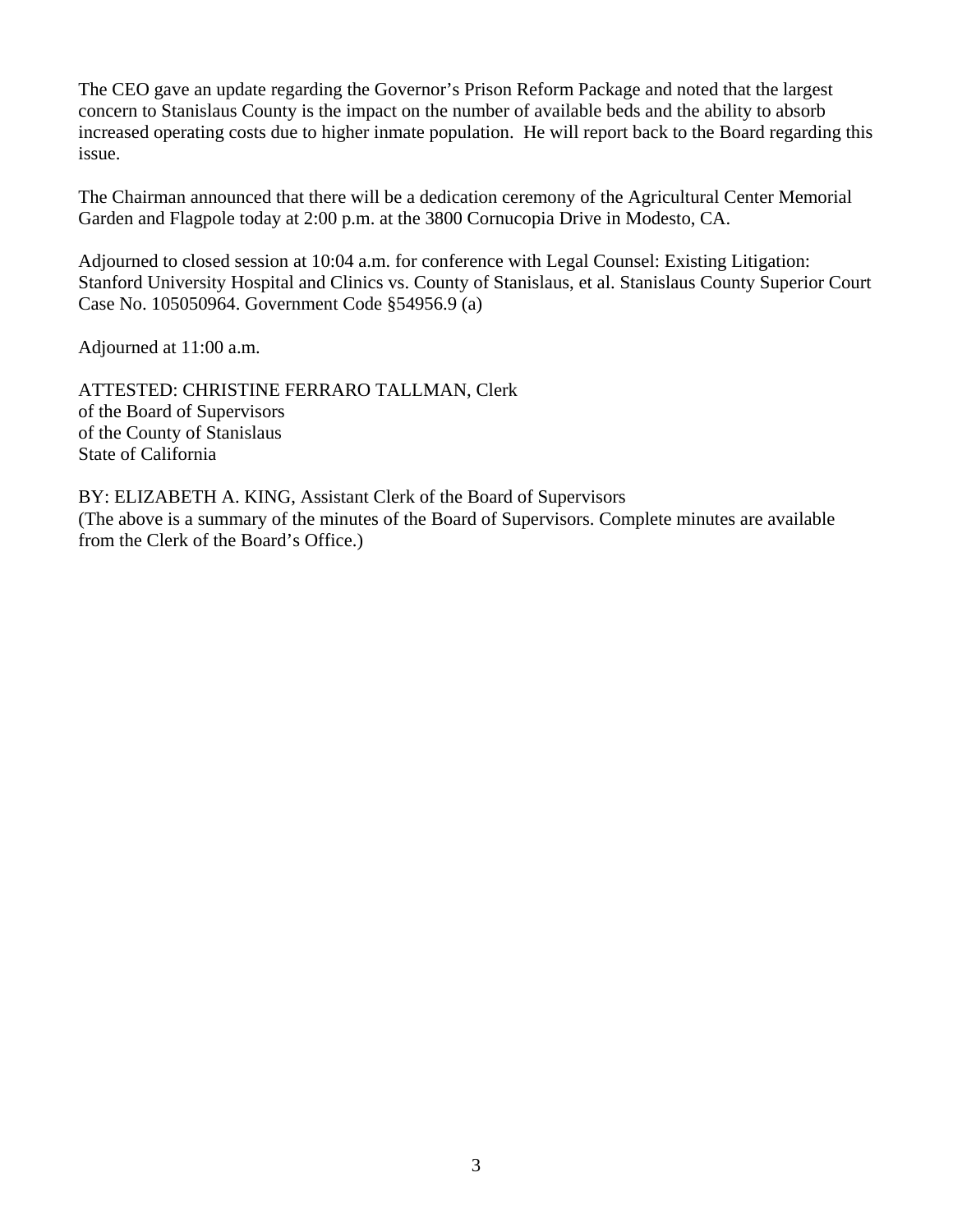The CEO gave an update regarding the Governor's Prison Reform Package and noted that the largest concern to Stanislaus County is the impact on the number of available beds and the ability to absorb increased operating costs due to higher inmate population. He will report back to the Board regarding this issue.

The Chairman announced that there will be a dedication ceremony of the Agricultural Center Memorial Garden and Flagpole today at 2:00 p.m. at the 3800 Cornucopia Drive in Modesto, CA.

Adjourned to closed session at 10:04 a.m. for conference with Legal Counsel: Existing Litigation: Stanford University Hospital and Clinics vs. County of Stanislaus, et al. Stanislaus County Superior Court Case No. 105050964. Government Code §54956.9 (a)

Adjourned at 11:00 a.m.

ATTESTED: CHRISTINE FERRARO TALLMAN, Clerk
of the Board of Supervisors
of the County of Stanislaus
State of California

BY: ELIZABETH A. KING, Assistant Clerk of the Board of Supervisors
(The above is a summary of the minutes of the Board of Supervisors. Complete minutes are available from the Clerk of the Board's Office.)